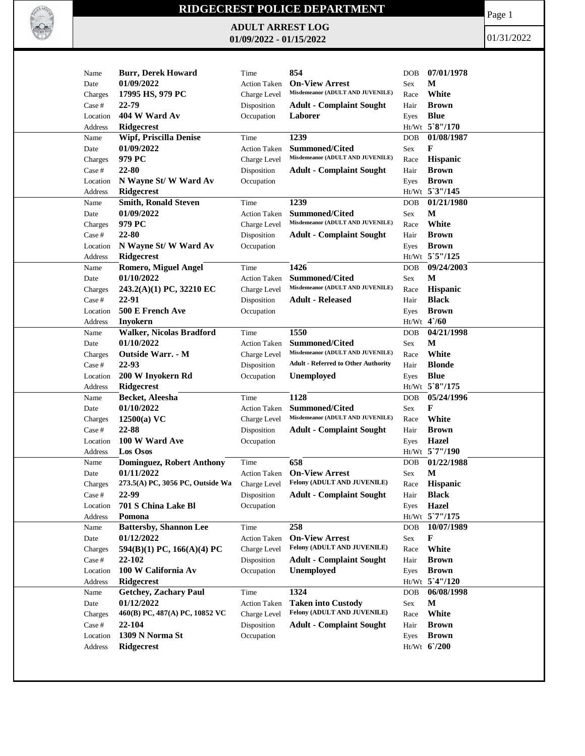# RIDGECREST POLICE DEPARTMENT

## ADULT ARREST LOG
### 01/09/2022 - 01/15/2022

01/31/2022

| Name | Date | Charges | Case # | Location | Address | Time | Action Taken | Charge Level | Disposition | Occupation | DOB | Sex | Race | Hair | Eyes | Ht/Wt |
|---|---|---|---|---|---|---|---|---|---|---|---|---|---|---|---|---|
| Burr, Derek Howard | 01/09/2022 | 17995 HS, 979 PC | 22-79 | 404 W Ward Av | Ridgecrest | 854 | On-View Arrest | Misdemeanor (ADULT AND JUVENILE) | Adult - Complaint Sought | Laborer | 07/01/1978 | M | White | Brown | Blue | 5`8"/170 |
| Wipf, Priscilla Denise | 01/09/2022 | 979 PC | 22-80 | N Wayne St/ W Ward Av | Ridgecrest | 1239 | Summoned/Cited | Misdemeanor (ADULT AND JUVENILE) | Adult - Complaint Sought | | 01/08/1987 | F | Hispanic | Brown | Brown | 5`3"/145 |
| Smith, Ronald Steven | 01/09/2022 | 979 PC | 22-80 | N Wayne St/ W Ward Av | Ridgecrest | 1239 | Summoned/Cited | Misdemeanor (ADULT AND JUVENILE) | Adult - Complaint Sought | | 01/21/1980 | M | White | Brown | Brown | 5`5"/125 |
| Romero, Miguel Angel | 01/10/2022 | 243.2(A)(1) PC, 32210 EC | 22-91 | 500 E French Ave | Inyokern | 1426 | Summoned/Cited | Misdemeanor (ADULT AND JUVENILE) | Adult - Released | | 09/24/2003 | M | Hispanic | Black | Brown | 4`/60 |
| Walker, Nicolas Bradford | 01/10/2022 | Outside Warr. - M | 22-93 | 200 W Inyokern Rd | Ridgecrest | 1550 | Summoned/Cited | Misdemeanor (ADULT AND JUVENILE) | Adult - Referred to Other Authority | Unemployed | 04/21/1998 | M | White | Blonde | Blue | 5`8"/175 |
| Becket, Aleesha | 01/10/2022 | 12500(a) VC | 22-88 | 100 W Ward Ave | Los Osos | 1128 | Summoned/Cited | Misdemeanor (ADULT AND JUVENILE) | Adult - Complaint Sought | | 05/24/1996 | F | White | Brown | Hazel | 5`7"/190 |
| Dominguez, Robert Anthony | 01/11/2022 | 273.5(A) PC, 3056 PC, Outside Wa | 22-99 | 701 S China Lake Bl | Pomona | 658 | On-View Arrest | Felony (ADULT AND JUVENILE) | Adult - Complaint Sought | | 01/22/1988 | M | Hispanic | Black | Hazel | 5`7"/175 |
| Battersby, Shannon Lee | 01/12/2022 | 594(B)(1) PC, 166(A)(4) PC | 22-102 | 100 W California Av | Ridgecrest | 258 | On-View Arrest | Felony (ADULT AND JUVENILE) | Adult - Complaint Sought | Unemployed | 10/07/1989 | F | White | Brown | Brown | 5`4"/120 |
| Getchey, Zachary Paul | 01/12/2022 | 460(B) PC, 487(A) PC, 10852 VC | 22-104 | 1309 N Norma St | Ridgecrest | 1324 | Taken into Custody | Felony (ADULT AND JUVENILE) | Adult - Complaint Sought | | 06/08/1998 | M | White | Brown | Brown | 6`/200 |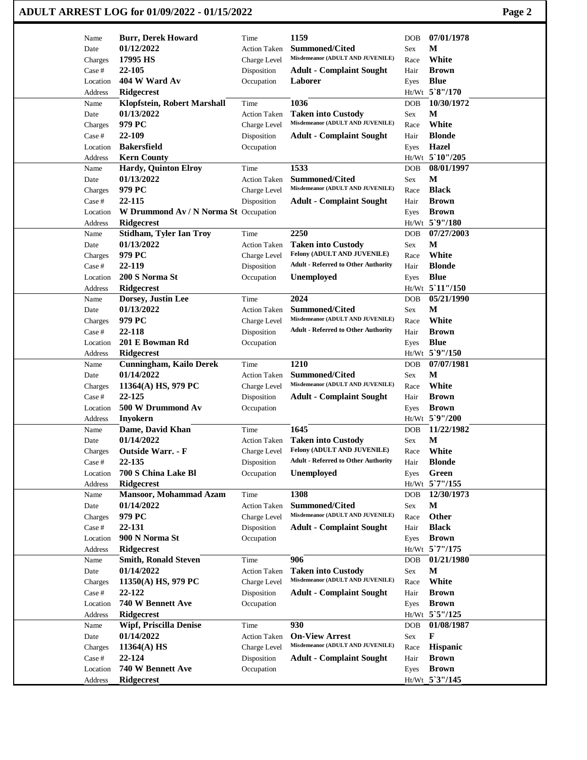# ADULT ARREST LOG for 01/09/2022 - 01/15/2022

| Name | Burr, Derek Howard | Time | 1159 | DOB | 07/01/1978 |
|---|---|---|---|---|---|
| Date | 01/12/2022 | Action Taken | Summoned/Cited | Sex | M |
| Charges | 17995 HS | Charge Level | Misdemeanor (ADULT AND JUVENILE) | Race | White |
| Case # | 22-105 | Disposition | Adult - Complaint Sought | Hair | Brown |
| Location | 404 W Ward Av | Occupation | Laborer | Eyes | Blue |
| Address | Ridgecrest | | | Ht/Wt | 5`8"/170 |

| Name | Klopfstein, Robert Marshall | Time | 1036 | DOB | 10/30/1972 |
|---|---|---|---|---|---|
| Date | 01/13/2022 | Action Taken | Taken into Custody | Sex | M |
| Charges | 979 PC | Charge Level | Misdemeanor (ADULT AND JUVENILE) | Race | White |
| Case # | 22-109 | Disposition | Adult - Complaint Sought | Hair | Blonde |
| Location | Bakersfield | Occupation | | Eyes | Hazel |
| Address | Kern County | | | Ht/Wt | 5`10"/205 |

| Name | Hardy, Quinton Elroy | Time | 1533 | DOB | 08/01/1997 |
|---|---|---|---|---|---|
| Date | 01/13/2022 | Action Taken | Summoned/Cited | Sex | M |
| Charges | 979 PC | Charge Level | Misdemeanor (ADULT AND JUVENILE) | Race | Black |
| Case # | 22-115 | Disposition | Adult - Complaint Sought | Hair | Brown |
| Location | W Drummond Av / N Norma St | Occupation | | Eyes | Brown |
| Address | Ridgecrest | | | Ht/Wt | 5`9"/180 |

| Name | Stidham, Tyler Ian Troy | Time | 2250 | DOB | 07/27/2003 |
|---|---|---|---|---|---|
| Date | 01/13/2022 | Action Taken | Taken into Custody | Sex | M |
| Charges | 979 PC | Charge Level | Felony (ADULT AND JUVENILE) | Race | White |
| Case # | 22-119 | Disposition | Adult - Referred to Other Authority | Hair | Blonde |
| Location | 200 S Norma St | Occupation | Unemployed | Eyes | Blue |
| Address | Ridgecrest | | | Ht/Wt | 5`11"/150 |

| Name | Dorsey, Justin Lee | Time | 2024 | DOB | 05/21/1990 |
|---|---|---|---|---|---|
| Date | 01/13/2022 | Action Taken | Summoned/Cited | Sex | M |
| Charges | 979 PC | Charge Level | Misdemeanor (ADULT AND JUVENILE) | Race | White |
| Case # | 22-118 | Disposition | Adult - Referred to Other Authority | Hair | Brown |
| Location | 201 E Bowman Rd | Occupation | | Eyes | Blue |
| Address | Ridgecrest | | | Ht/Wt | 5`9"/150 |

| Name | Cunningham, Kailo Derek | Time | 1210 | DOB | 07/07/1981 |
|---|---|---|---|---|---|
| Date | 01/14/2022 | Action Taken | Summoned/Cited | Sex | M |
| Charges | 11364(A) HS, 979 PC | Charge Level | Misdemeanor (ADULT AND JUVENILE) | Race | White |
| Case # | 22-125 | Disposition | Adult - Complaint Sought | Hair | Brown |
| Location | 500 W Drummond Av | Occupation | | Eyes | Brown |
| Address | Inyokern | | | Ht/Wt | 5`9"/200 |

| Name | Dame, David Khan | Time | 1645 | DOB | 11/22/1982 |
|---|---|---|---|---|---|
| Date | 01/14/2022 | Action Taken | Taken into Custody | Sex | M |
| Charges | Outside Warr. - F | Charge Level | Felony (ADULT AND JUVENILE) | Race | White |
| Case # | 22-135 | Disposition | Adult - Referred to Other Authority | Hair | Blonde |
| Location | 700 S China Lake Bl | Occupation | Unemployed | Eyes | Green |
| Address | Ridgecrest | | | Ht/Wt | 5`7"/155 |

| Name | Mansoor, Mohammad Azam | Time | 1308 | DOB | 12/30/1973 |
|---|---|---|---|---|---|
| Date | 01/14/2022 | Action Taken | Summoned/Cited | Sex | M |
| Charges | 979 PC | Charge Level | Misdemeanor (ADULT AND JUVENILE) | Race | Other |
| Case # | 22-131 | Disposition | Adult - Complaint Sought | Hair | Black |
| Location | 900 N Norma St | Occupation | | Eyes | Brown |
| Address | Ridgecrest | | | Ht/Wt | 5`7"/175 |

| Name | Smith, Ronald Steven | Time | 906 | DOB | 01/21/1980 |
|---|---|---|---|---|---|
| Date | 01/14/2022 | Action Taken | Taken into Custody | Sex | M |
| Charges | 11350(A) HS, 979 PC | Charge Level | Misdemeanor (ADULT AND JUVENILE) | Race | White |
| Case # | 22-122 | Disposition | Adult - Complaint Sought | Hair | Brown |
| Location | 740 W Bennett Ave | Occupation | | Eyes | Brown |
| Address | Ridgecrest | | | Ht/Wt | 5`5"/125 |

| Name | Wipf, Priscilla Denise | Time | 930 | DOB | 01/08/1987 |
|---|---|---|---|---|---|
| Date | 01/14/2022 | Action Taken | On-View Arrest | Sex | F |
| Charges | 11364(A) HS | Charge Level | Misdemeanor (ADULT AND JUVENILE) | Race | Hispanic |
| Case # | 22-124 | Disposition | Adult - Complaint Sought | Hair | Brown |
| Location | 740 W Bennett Ave | Occupation | | Eyes | Brown |
| Address | Ridgecrest | | | Ht/Wt | 5`3"/145 |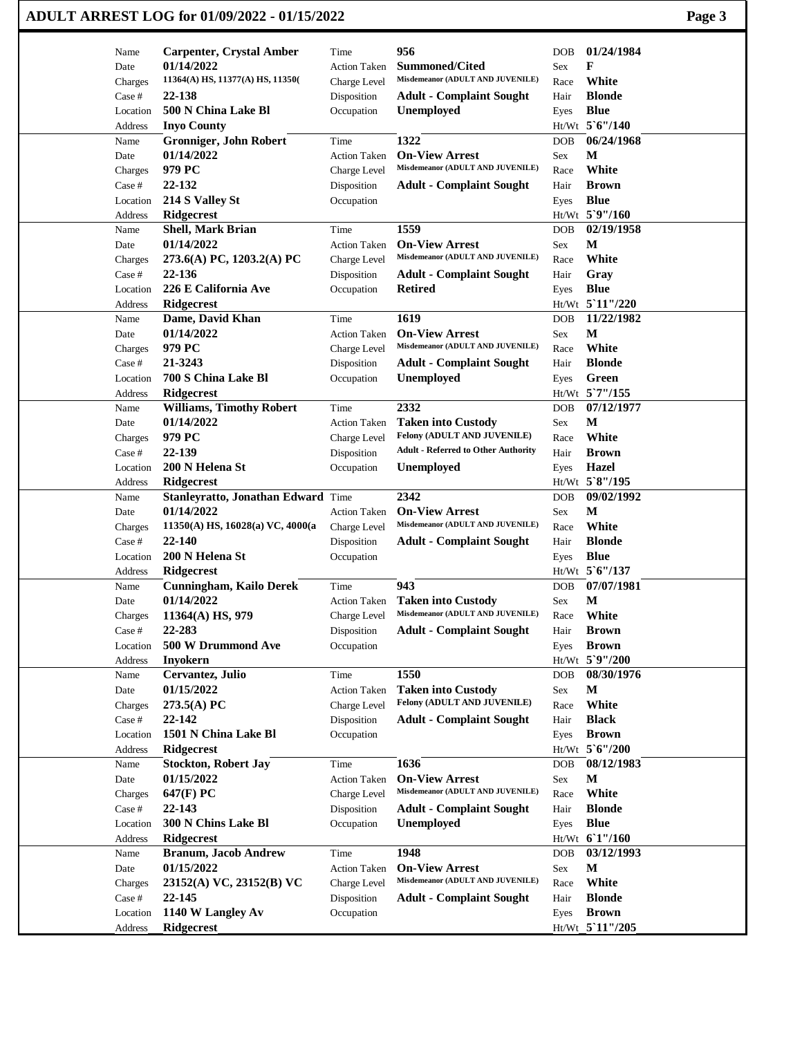# ADULT ARREST LOG for 01/09/2022 - 01/15/2022

| Field | Value | Field | Value | Field | Value |
|---|---|---|---|---|---|
| Name | **Carpenter, Crystal Amber** | Time | **956** | DOB | **01/24/1984** |
| Date | **01/14/2022** | Action Taken | **Summoned/Cited** | Sex | **F** |
| Charges | **11364(A) HS, 11377(A) HS, 11350(** | Charge Level | **Misdemeanor (ADULT AND JUVENILE)** | Race | **White** |
| Case # | **22-138** | Disposition | **Adult - Complaint Sought** | Hair | **Blonde** |
| Location | **500 N China Lake Bl** | Occupation | **Unemployed** | Eyes | **Blue** |
| Address | **Inyo County** | | | Ht/Wt | **5`6"/140** |
| Name | **Gronniger, John Robert** | Time | **1322** | DOB | **06/24/1968** |
| Date | **01/14/2022** | Action Taken | **On-View Arrest** | Sex | **M** |
| Charges | **979 PC** | Charge Level | **Misdemeanor (ADULT AND JUVENILE)** | Race | **White** |
| Case # | **22-132** | Disposition | **Adult - Complaint Sought** | Hair | **Brown** |
| Location | **214 S Valley St** | Occupation | | Eyes | **Blue** |
| Address | **Ridgecrest** | | | Ht/Wt | **5`9"/160** |
| Name | **Shell, Mark Brian** | Time | **1559** | DOB | **02/19/1958** |
| Date | **01/14/2022** | Action Taken | **On-View Arrest** | Sex | **M** |
| Charges | **273.6(A) PC, 1203.2(A) PC** | Charge Level | **Misdemeanor (ADULT AND JUVENILE)** | Race | **White** |
| Case # | **22-136** | Disposition | **Adult - Complaint Sought** | Hair | **Gray** |
| Location | **226 E California Ave** | Occupation | **Retired** | Eyes | **Blue** |
| Address | **Ridgecrest** | | | Ht/Wt | **5`11"/220** |
| Name | **Dame, David Khan** | Time | **1619** | DOB | **11/22/1982** |
| Date | **01/14/2022** | Action Taken | **On-View Arrest** | Sex | **M** |
| Charges | **979 PC** | Charge Level | **Misdemeanor (ADULT AND JUVENILE)** | Race | **White** |
| Case # | **21-3243** | Disposition | **Adult - Complaint Sought** | Hair | **Blonde** |
| Location | **700 S China Lake Bl** | Occupation | **Unemployed** | Eyes | **Green** |
| Address | **Ridgecrest** | | | Ht/Wt | **5`7"/155** |
| Name | **Williams, Timothy Robert** | Time | **2332** | DOB | **07/12/1977** |
| Date | **01/14/2022** | Action Taken | **Taken into Custody** | Sex | **M** |
| Charges | **979 PC** | Charge Level | **Felony (ADULT AND JUVENILE)** | Race | **White** |
| Case # | **22-139** | Disposition | **Adult - Referred to Other Authority** | Hair | **Brown** |
| Location | **200 N Helena St** | Occupation | **Unemployed** | Eyes | **Hazel** |
| Address | **Ridgecrest** | | | Ht/Wt | **5`8"/195** |
| Name | **Stanleyratto, Jonathan Edward** | Time | **2342** | DOB | **09/02/1992** |
| Date | **01/14/2022** | Action Taken | **On-View Arrest** | Sex | **M** |
| Charges | **11350(A) HS, 16028(a) VC, 4000(a** | Charge Level | **Misdemeanor (ADULT AND JUVENILE)** | Race | **White** |
| Case # | **22-140** | Disposition | **Adult - Complaint Sought** | Hair | **Blonde** |
| Location | **200 N Helena St** | Occupation | | Eyes | **Blue** |
| Address | **Ridgecrest** | | | Ht/Wt | **5`6"/137** |
| Name | **Cunningham, Kailo Derek** | Time | **943** | DOB | **07/07/1981** |
| Date | **01/14/2022** | Action Taken | **Taken into Custody** | Sex | **M** |
| Charges | **11364(A) HS, 979** | Charge Level | **Misdemeanor (ADULT AND JUVENILE)** | Race | **White** |
| Case # | **22-283** | Disposition | **Adult - Complaint Sought** | Hair | **Brown** |
| Location | **500 W Drummond Ave** | Occupation | | Eyes | **Brown** |
| Address | **Inyokern** | | | Ht/Wt | **5`9"/200** |
| Name | **Cervantez, Julio** | Time | **1550** | DOB | **08/30/1976** |
| Date | **01/15/2022** | Action Taken | **Taken into Custody** | Sex | **M** |
| Charges | **273.5(A) PC** | Charge Level | **Felony (ADULT AND JUVENILE)** | Race | **White** |
| Case # | **22-142** | Disposition | **Adult - Complaint Sought** | Hair | **Black** |
| Location | **1501 N China Lake Bl** | Occupation | | Eyes | **Brown** |
| Address | **Ridgecrest** | | | Ht/Wt | **5`6"/200** |
| Name | **Stockton, Robert Jay** | Time | **1636** | DOB | **08/12/1983** |
| Date | **01/15/2022** | Action Taken | **On-View Arrest** | Sex | **M** |
| Charges | **647(F) PC** | Charge Level | **Misdemeanor (ADULT AND JUVENILE)** | Race | **White** |
| Case # | **22-143** | Disposition | **Adult - Complaint Sought** | Hair | **Blonde** |
| Location | **300 N Chins Lake Bl** | Occupation | **Unemployed** | Eyes | **Blue** |
| Address | **Ridgecrest** | | | Ht/Wt | **6`1"/160** |
| Name | **Branum, Jacob Andrew** | Time | **1948** | DOB | **03/12/1993** |
| Date | **01/15/2022** | Action Taken | **On-View Arrest** | Sex | **M** |
| Charges | **23152(A) VC, 23152(B) VC** | Charge Level | **Misdemeanor (ADULT AND JUVENILE)** | Race | **White** |
| Case # | **22-145** | Disposition | **Adult - Complaint Sought** | Hair | **Blonde** |
| Location | **1140 W Langley Av** | Occupation | | Eyes | **Brown** |
| Address | **Ridgecrest** | | | Ht/Wt | **5`11"/205** |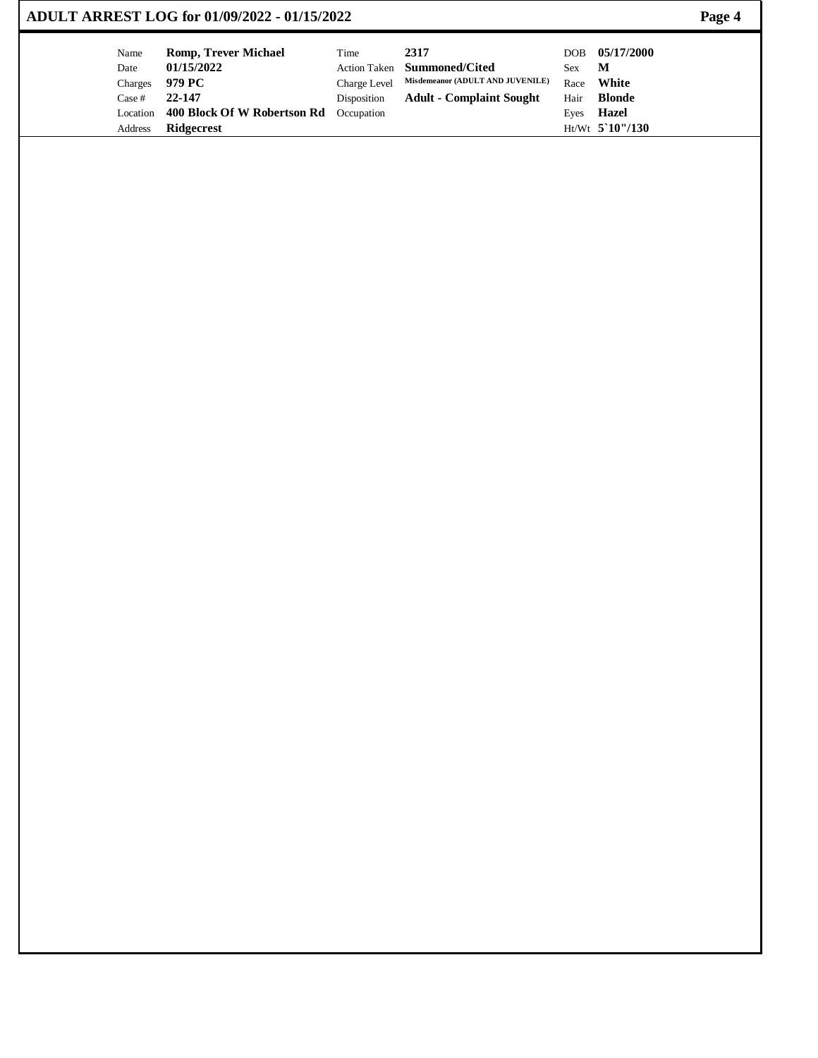# ADULT ARREST LOG for 01/09/2022 - 01/15/2022

| | | | | | |
|---|---|---|---|---|---|
| Name | **Romp, Trever Michael** | Time | **2317** | DOB | **05/17/2000** |
| Date | **01/15/2022** | Action Taken | **Summoned/Cited** | Sex | **M** |
| Charges | **979 PC** | Charge Level | **Misdemeanor (ADULT AND JUVENILE)** | Race | **White** |
| Case # | **22-147** | Disposition | **Adult - Complaint Sought** | Hair | **Blonde** |
| Location | **400 Block Of W Robertson Rd** | Occupation | | Eyes | **Hazel** |
| Address | **Ridgecrest** | | | Ht/Wt | **5`10"/130** |